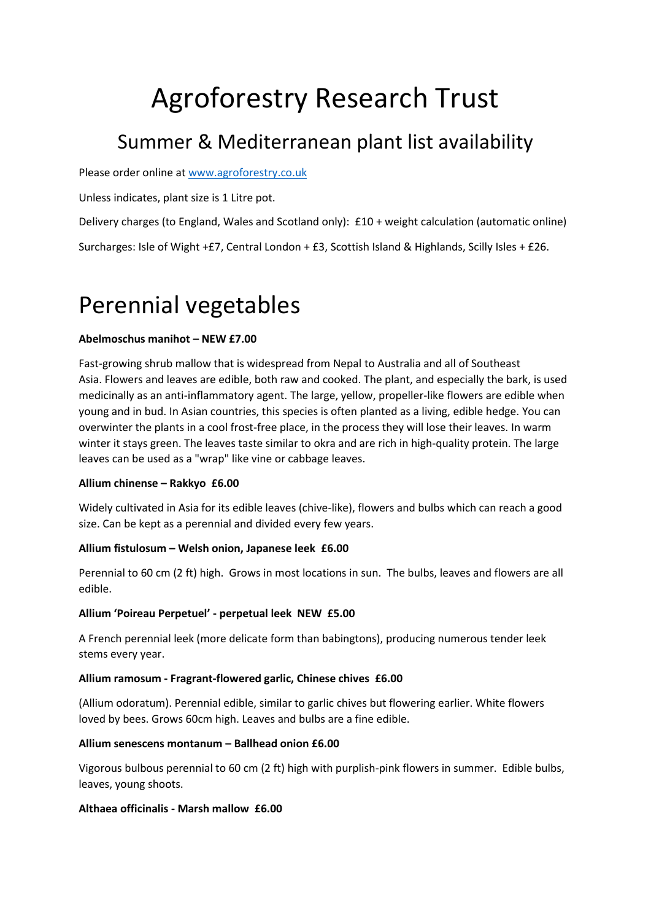# Agroforestry Research Trust

## Summer & Mediterranean plant list availability

Please order online at [www.agroforestry.co.uk](http://www.agroforestry.co.uk)

Unless indicates, plant size is 1 Litre pot.

Delivery charges (to England, Wales and Scotland only): £10 + weight calculation (automatic online)

Surcharges: Isle of Wight +£7, Central London + £3, Scottish Island & Highlands, Scilly Isles + £26.

# Perennial vegetables

**Abelmoschus manihot – NEW £7.00**

Fast-growing shrub mallow that is widespread from Nepal to Australia and all of Southeast Asia. Flowers and leaves are edible, both raw and cooked. The plant, and especially the bark, is used medicinally as an anti-inflammatory agent. The large, yellow, propeller-like flowers are edible when young and in bud. In Asian countries, this species is often planted as a living, edible hedge. You can overwinter the plants in a cool frost-free place, in the process they will lose their leaves. In warm winter it stays green. The leaves taste similar to okra and are rich in high-quality protein. The large leaves can be used as a "wrap" like vine or cabbage leaves.

**Allium chinense – Rakkyo £6.00**

Widely cultivated in Asia for its edible leaves (chive-like), flowers and bulbs which can reach a good size. Can be kept as a perennial and divided every few years.

**Allium fistulosum – Welsh onion, Japanese leek £6.00**

Perennial to 60 cm (2 ft) high. Grows in most locations in sun. The bulbs, leaves and flowers are all edible.

**Allium 'Poireau Perpetuel' - perpetual leek NEW £5.00**

A French perennial leek (more delicate form than babingtons), producing numerous tender leek stems every year.

**Allium ramosum - Fragrant-flowered garlic, Chinese chives £6.00**

(Allium odoratum). Perennial edible, similar to garlic chives but flowering earlier. White flowers loved by bees. Grows 60cm high. Leaves and bulbs are a fine edible.

**Allium senescens montanum – Ballhead onion £6.00**

Vigorous bulbous perennial to 60 cm (2 ft) high with purplish-pink flowers in summer. Edible bulbs, leaves, young shoots.

**Althaea officinalis - Marsh mallow £6.00**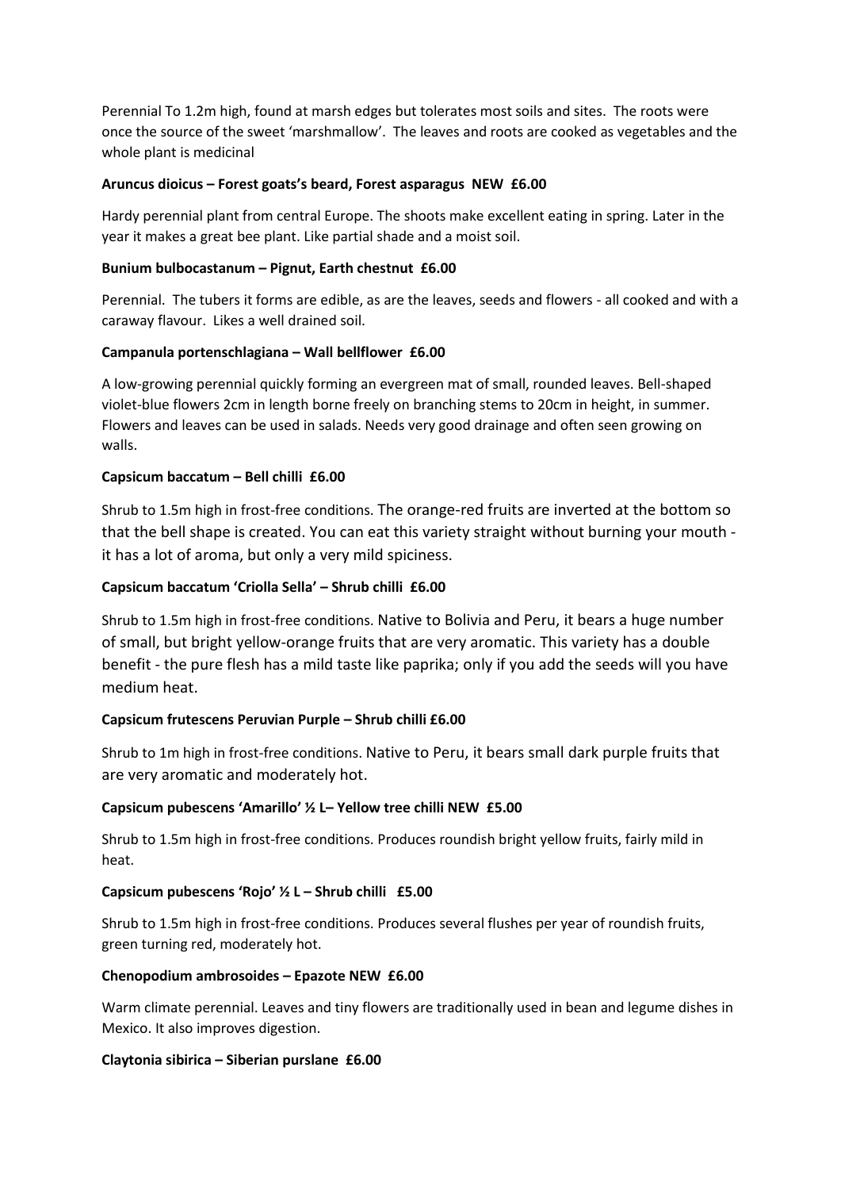Perennial To 1.2m high, found at marsh edges but tolerates most soils and sites. The roots were once the source of the sweet 'marshmallow'. The leaves and roots are cooked as vegetables and the whole plant is medicinal

**Aruncus dioicus – Forest goats's beard, Forest asparagus NEW £6.00**

Hardy perennial plant from central Europe. The shoots make excellent eating in spring. Later in the year it makes a great bee plant. Like partial shade and a moist soil.

**Bunium bulbocastanum – Pignut, Earth chestnut £6.00**

Perennial. The tubers it forms are edible, as are the leaves, seeds and flowers - all cooked and with a caraway flavour. Likes a well drained soil.

**Campanula portenschlagiana – Wall bellflower £6.00**

A low-growing perennial quickly forming an evergreen mat of small, rounded leaves. Bell-shaped violet-blue flowers 2cm in length borne freely on branching stems to 20cm in height, in summer. Flowers and leaves can be used in salads. Needs very good drainage and often seen growing on walls.

**Capsicum baccatum – Bell chilli £6.00**

Shrub to 1.5m high in frost-free conditions. The orange-red fruits are inverted at the bottom so that the bell shape is created. You can eat this variety straight without burning your mouth - it has a lot of aroma, but only a very mild spiciness.

**Capsicum baccatum 'Criolla Sella' – Shrub chilli £6.00**

Shrub to 1.5m high in frost-free conditions. Native to Bolivia and Peru, it bears a huge number of small, but bright yellow-orange fruits that are very aromatic. This variety has a double benefit - the pure flesh has a mild taste like paprika; only if you add the seeds will you have medium heat.

**Capsicum frutescens Peruvian Purple – Shrub chilli £6.00**

Shrub to 1m high in frost-free conditions. Native to Peru, it bears small dark purple fruits that are very aromatic and moderately hot.

**Capsicum pubescens 'Amarillo' ½ L– Yellow tree chilli NEW £5.00**

Shrub to 1.5m high in frost-free conditions. Produces roundish bright yellow fruits, fairly mild in heat.

**Capsicum pubescens 'Rojo' ½ L – Shrub chilli £5.00**

Shrub to 1.5m high in frost-free conditions. Produces several flushes per year of roundish fruits, green turning red, moderately hot.

**Chenopodium ambrosoides – Epazote NEW £6.00**

Warm climate perennial. Leaves and tiny flowers are traditionally used in bean and legume dishes in Mexico. It also improves digestion.

**Claytonia sibirica – Siberian purslane £6.00**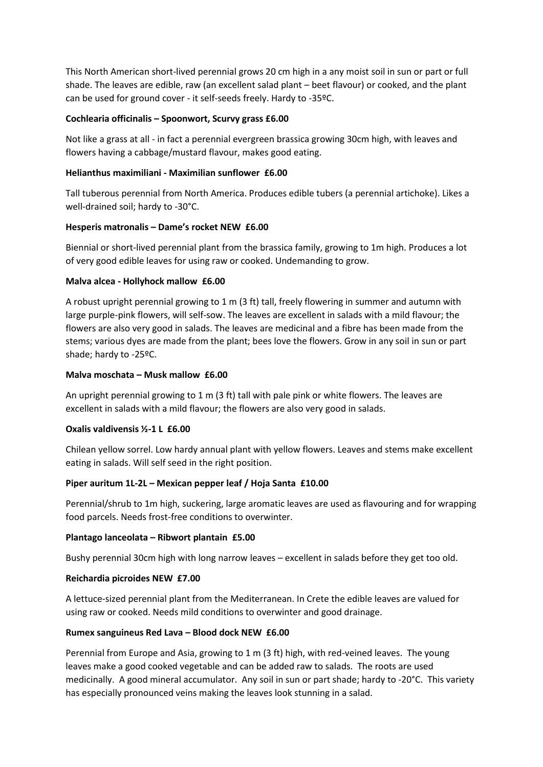This North American short-lived perennial grows 20 cm high in a any moist soil in sun or part or full shade. The leaves are edible, raw (an excellent salad plant – beet flavour) or cooked, and the plant can be used for ground cover - it self-seeds freely. Hardy to -35ºC.

**Cochlearia officinalis – Spoonwort, Scurvy grass £6.00**

Not like a grass at all - in fact a perennial evergreen brassica growing 30cm high, with leaves and flowers having a cabbage/mustard flavour, makes good eating.

**Helianthus maximiliani - Maximilian sunflower £6.00**

Tall tuberous perennial from North America. Produces edible tubers (a perennial artichoke). Likes a well-drained soil; hardy to -30°C.

**Hesperis matronalis – Dame's rocket NEW £6.00**

Biennial or short-lived perennial plant from the brassica family, growing to 1m high. Produces a lot of very good edible leaves for using raw or cooked. Undemanding to grow.

**Malva alcea - Hollyhock mallow £6.00**

A robust upright perennial growing to 1 m (3 ft) tall, freely flowering in summer and autumn with large purple-pink flowers, will self-sow. The leaves are excellent in salads with a mild flavour; the flowers are also very good in salads. The leaves are medicinal and a fibre has been made from the stems; various dyes are made from the plant; bees love the flowers. Grow in any soil in sun or part shade; hardy to -25ºC.

**Malva moschata – Musk mallow £6.00**

An upright perennial growing to 1 m (3 ft) tall with pale pink or white flowers. The leaves are excellent in salads with a mild flavour; the flowers are also very good in salads.

**Oxalis valdivensis ½-1 L £6.00**

Chilean yellow sorrel. Low hardy annual plant with yellow flowers. Leaves and stems make excellent eating in salads. Will self seed in the right position.

**Piper auritum 1L-2L – Mexican pepper leaf / Hoja Santa £10.00**

Perennial/shrub to 1m high, suckering, large aromatic leaves are used as flavouring and for wrapping food parcels. Needs frost-free conditions to overwinter.

**Plantago lanceolata – Ribwort plantain £5.00**

Bushy perennial 30cm high with long narrow leaves – excellent in salads before they get too old.

**Reichardia picroides NEW £7.00**

A lettuce-sized perennial plant from the Mediterranean. In Crete the edible leaves are valued for using raw or cooked. Needs mild conditions to overwinter and good drainage.

**Rumex sanguineus Red Lava – Blood dock NEW £6.00**

Perennial from Europe and Asia, growing to 1 m (3 ft) high, with red-veined leaves. The young leaves make a good cooked vegetable and can be added raw to salads. The roots are used medicinally. A good mineral accumulator. Any soil in sun or part shade; hardy to -20°C. This variety has especially pronounced veins making the leaves look stunning in a salad.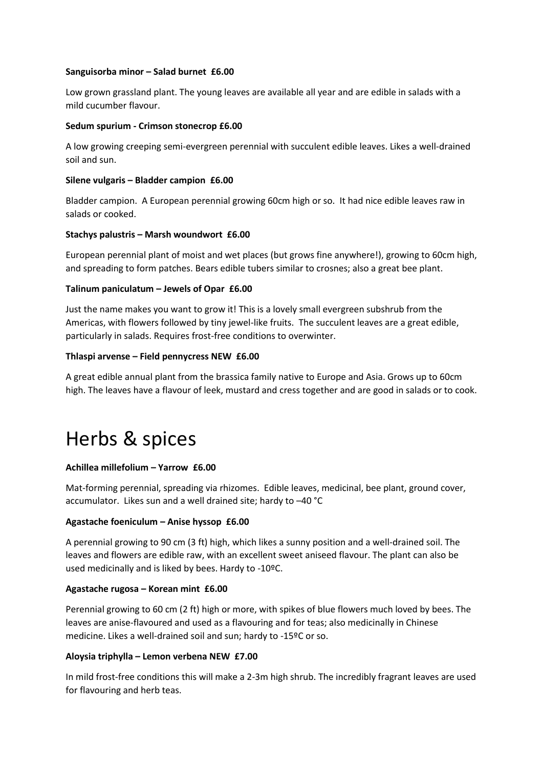**Sanguisorba minor – Salad burnet £6.00**

Low grown grassland plant. The young leaves are available all year and are edible in salads with a mild cucumber flavour.

**Sedum spurium - Crimson stonecrop £6.00**

A low growing creeping semi-evergreen perennial with succulent edible leaves. Likes a well-drained soil and sun.

**Silene vulgaris – Bladder campion £6.00**

Bladder campion. A European perennial growing 60cm high or so. It had nice edible leaves raw in salads or cooked.

**Stachys palustris – Marsh woundwort £6.00**

European perennial plant of moist and wet places (but grows fine anywhere!), growing to 60cm high, and spreading to form patches. Bears edible tubers similar to crosnes; also a great bee plant.

**Talinum paniculatum – Jewels of Opar £6.00**

Just the name makes you want to grow it! This is a lovely small evergreen subshrub from the Americas, with flowers followed by tiny jewel-like fruits. The succulent leaves are a great edible, particularly in salads. Requires frost-free conditions to overwinter.

**Thlaspi arvense – Field pennycress NEW £6.00**

A great edible annual plant from the brassica family native to Europe and Asia. Grows up to 60cm high. The leaves have a flavour of leek, mustard and cress together and are good in salads or to cook.

# Herbs & spices

**Achillea millefolium – Yarrow £6.00**

Mat-forming perennial, spreading via rhizomes. Edible leaves, medicinal, bee plant, ground cover, accumulator. Likes sun and a well drained site; hardy to –40 °C

**Agastache foeniculum – Anise hyssop £6.00**

A perennial growing to 90 cm (3 ft) high, which likes a sunny position and a well-drained soil. The leaves and flowers are edible raw, with an excellent sweet aniseed flavour. The plant can also be used medicinally and is liked by bees. Hardy to -10ºC.

**Agastache rugosa – Korean mint £6.00**

Perennial growing to 60 cm (2 ft) high or more, with spikes of blue flowers much loved by bees. The leaves are anise-flavoured and used as a flavouring and for teas; also medicinally in Chinese medicine. Likes a well-drained soil and sun; hardy to -15ºC or so.

**Aloysia triphylla – Lemon verbena NEW £7.00**

In mild frost-free conditions this will make a 2-3m high shrub. The incredibly fragrant leaves are used for flavouring and herb teas.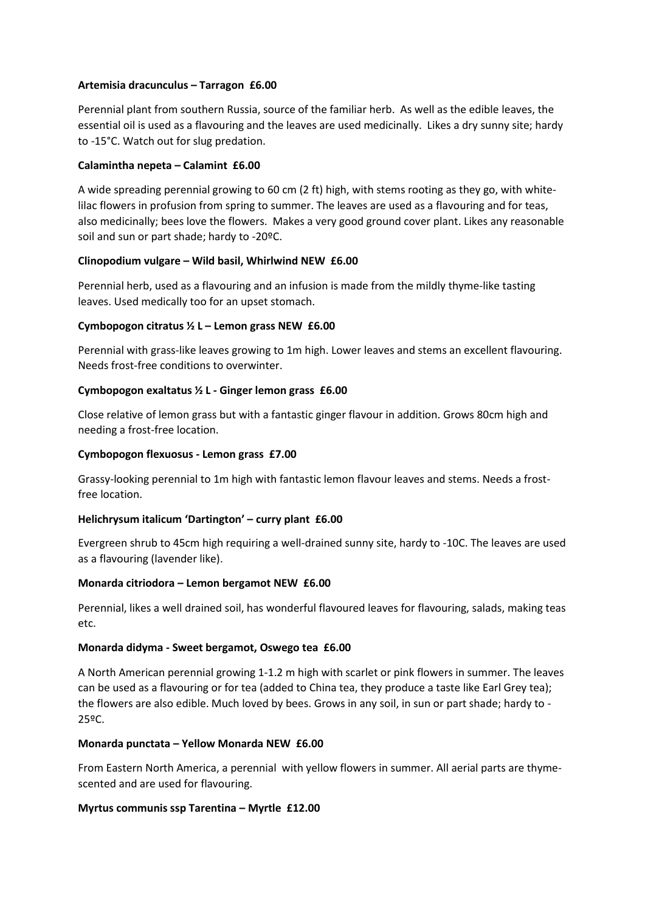**Artemisia dracunculus – Tarragon £6.00**

Perennial plant from southern Russia, source of the familiar herb. As well as the edible leaves, the essential oil is used as a flavouring and the leaves are used medicinally. Likes a dry sunny site; hardy to -15°C. Watch out for slug predation.

**Calamintha nepeta – Calamint £6.00**

A wide spreading perennial growing to 60 cm (2 ft) high, with stems rooting as they go, with white-lilac flowers in profusion from spring to summer. The leaves are used as a flavouring and for teas, also medicinally; bees love the flowers. Makes a very good ground cover plant. Likes any reasonable soil and sun or part shade; hardy to -20ºC.

**Clinopodium vulgare – Wild basil, Whirlwind NEW £6.00**

Perennial herb, used as a flavouring and an infusion is made from the mildly thyme-like tasting leaves. Used medically too for an upset stomach.

**Cymbopogon citratus ½ L – Lemon grass NEW £6.00**

Perennial with grass-like leaves growing to 1m high. Lower leaves and stems an excellent flavouring. Needs frost-free conditions to overwinter.

**Cymbopogon exaltatus ½ L - Ginger lemon grass £6.00**

Close relative of lemon grass but with a fantastic ginger flavour in addition. Grows 80cm high and needing a frost-free location.

**Cymbopogon flexuosus - Lemon grass £7.00**

Grassy-looking perennial to 1m high with fantastic lemon flavour leaves and stems. Needs a frost-free location.

**Helichrysum italicum 'Dartington' – curry plant £6.00**

Evergreen shrub to 45cm high requiring a well-drained sunny site, hardy to -10C. The leaves are used as a flavouring (lavender like).

**Monarda citriodora – Lemon bergamot NEW £6.00**

Perennial, likes a well drained soil, has wonderful flavoured leaves for flavouring, salads, making teas etc.

**Monarda didyma - Sweet bergamot, Oswego tea £6.00**

A North American perennial growing 1-1.2 m high with scarlet or pink flowers in summer. The leaves can be used as a flavouring or for tea (added to China tea, they produce a taste like Earl Grey tea); the flowers are also edible. Much loved by bees. Grows in any soil, in sun or part shade; hardy to -25ºC.

**Monarda punctata – Yellow Monarda NEW £6.00**

From Eastern North America, a perennial with yellow flowers in summer. All aerial parts are thyme-scented and are used for flavouring.

**Myrtus communis ssp Tarentina – Myrtle £12.00**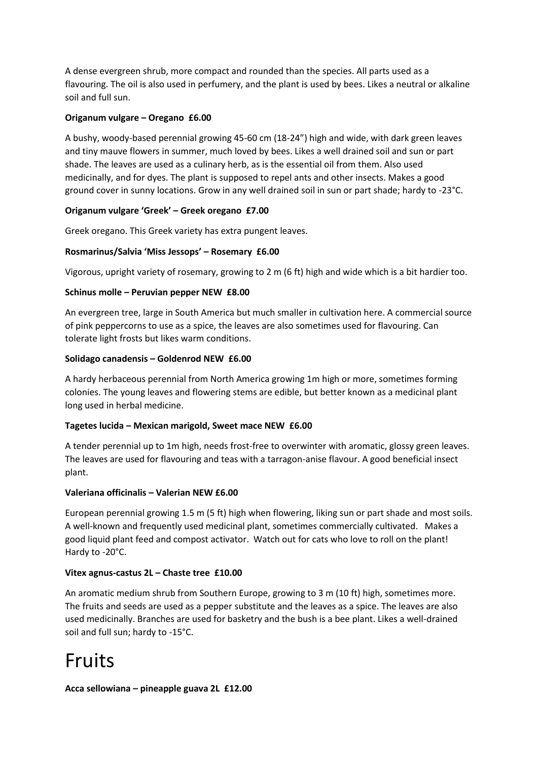A dense evergreen shrub, more compact and rounded than the species. All parts used as a flavouring. The oil is also used in perfumery, and the plant is used by bees. Likes a neutral or alkaline soil and full sun.

**Origanum vulgare – Oregano £6.00**

A bushy, woody-based perennial growing 45-60 cm (18-24") high and wide, with dark green leaves and tiny mauve flowers in summer, much loved by bees. Likes a well drained soil and sun or part shade. The leaves are used as a culinary herb, as is the essential oil from them. Also used medicinally, and for dyes. The plant is supposed to repel ants and other insects. Makes a good ground cover in sunny locations. Grow in any well drained soil in sun or part shade; hardy to -23°C.

**Origanum vulgare 'Greek' – Greek oregano £7.00**

Greek oregano. This Greek variety has extra pungent leaves.

**Rosmarinus/Salvia 'Miss Jessops' – Rosemary £6.00**

Vigorous, upright variety of rosemary, growing to 2 m (6 ft) high and wide which is a bit hardier too.

**Schinus molle – Peruvian pepper NEW £8.00**

An evergreen tree, large in South America but much smaller in cultivation here. A commercial source of pink peppercorns to use as a spice, the leaves are also sometimes used for flavouring. Can tolerate light frosts but likes warm conditions.

**Solidago canadensis – Goldenrod NEW £6.00**

A hardy herbaceous perennial from North America growing 1m high or more, sometimes forming colonies. The young leaves and flowering stems are edible, but better known as a medicinal plant long used in herbal medicine.

**Tagetes lucida – Mexican marigold, Sweet mace NEW £6.00**

A tender perennial up to 1m high, needs frost-free to overwinter with aromatic, glossy green leaves. The leaves are used for flavouring and teas with a tarragon-anise flavour. A good beneficial insect plant.

**Valeriana officinalis – Valerian NEW £6.00**

European perennial growing 1.5 m (5 ft) high when flowering, liking sun or part shade and most soils. A well-known and frequently used medicinal plant, sometimes commercially cultivated. Makes a good liquid plant feed and compost activator. Watch out for cats who love to roll on the plant! Hardy to -20°C.

**Vitex agnus-castus 2L – Chaste tree £10.00**

An aromatic medium shrub from Southern Europe, growing to 3 m (10 ft) high, sometimes more. The fruits and seeds are used as a pepper substitute and the leaves as a spice. The leaves are also used medicinally. Branches are used for basketry and the bush is a bee plant. Likes a well-drained soil and full sun; hardy to -15°C.

# Fruits

**Acca sellowiana – pineapple guava 2L £12.00**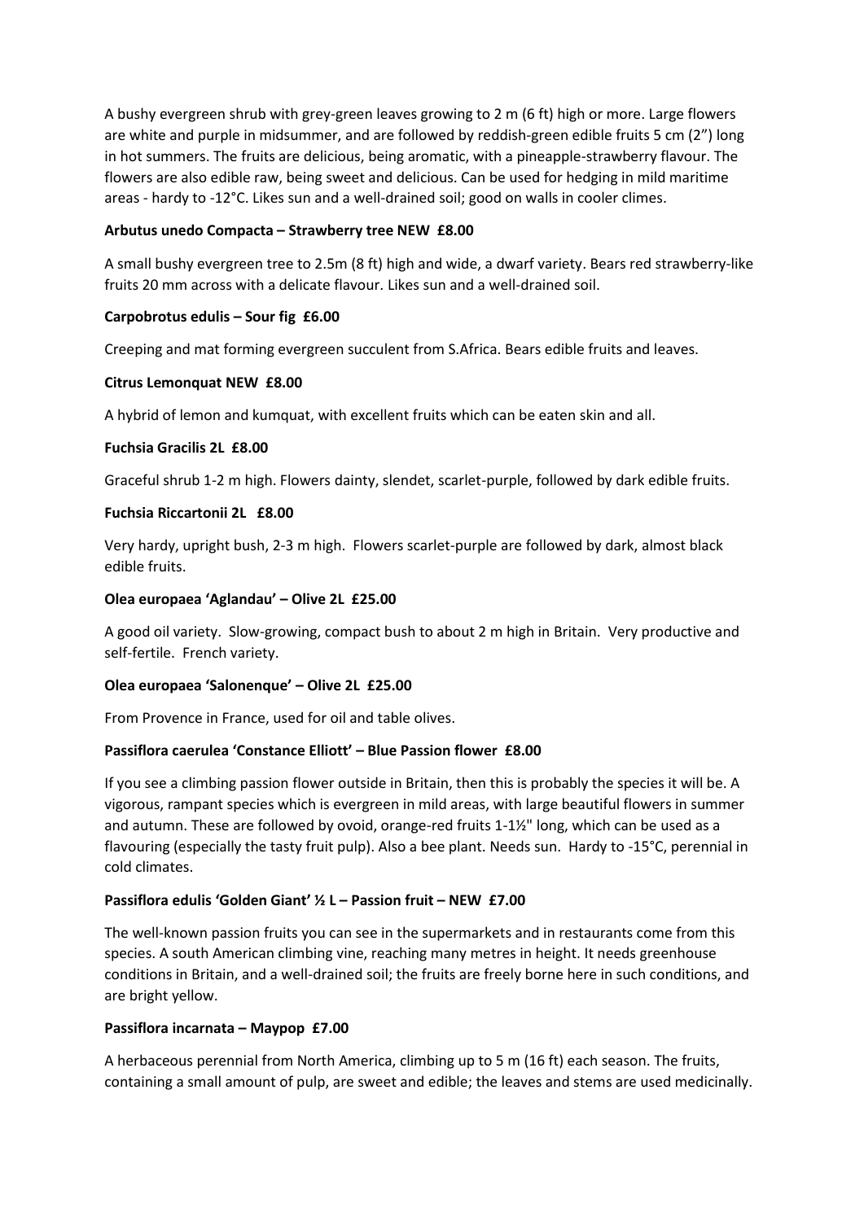A bushy evergreen shrub with grey-green leaves growing to 2 m (6 ft) high or more. Large flowers are white and purple in midsummer, and are followed by reddish-green edible fruits 5 cm (2") long in hot summers. The fruits are delicious, being aromatic, with a pineapple-strawberry flavour. The flowers are also edible raw, being sweet and delicious. Can be used for hedging in mild maritime areas - hardy to -12°C. Likes sun and a well-drained soil; good on walls in cooler climes.

**Arbutus unedo Compacta – Strawberry tree NEW £8.00**

A small bushy evergreen tree to 2.5m (8 ft) high and wide, a dwarf variety. Bears red strawberry-like fruits 20 mm across with a delicate flavour. Likes sun and a well-drained soil.

**Carpobrotus edulis – Sour fig £6.00**

Creeping and mat forming evergreen succulent from S.Africa. Bears edible fruits and leaves.

**Citrus Lemonquat NEW £8.00**

A hybrid of lemon and kumquat, with excellent fruits which can be eaten skin and all.

**Fuchsia Gracilis 2L £8.00**

Graceful shrub 1-2 m high. Flowers dainty, slendet, scarlet-purple, followed by dark edible fruits.

**Fuchsia Riccartonii 2L £8.00**

Very hardy, upright bush, 2-3 m high. Flowers scarlet-purple are followed by dark, almost black edible fruits.

**Olea europaea 'Aglandau' – Olive 2L £25.00**

A good oil variety. Slow-growing, compact bush to about 2 m high in Britain. Very productive and self-fertile. French variety.

**Olea europaea 'Salonenque' – Olive 2L £25.00**

From Provence in France, used for oil and table olives.

**Passiflora caerulea 'Constance Elliott' – Blue Passion flower £8.00**

If you see a climbing passion flower outside in Britain, then this is probably the species it will be. A vigorous, rampant species which is evergreen in mild areas, with large beautiful flowers in summer and autumn. These are followed by ovoid, orange-red fruits 1-1½" long, which can be used as a flavouring (especially the tasty fruit pulp). Also a bee plant. Needs sun. Hardy to -15°C, perennial in cold climates.

**Passiflora edulis 'Golden Giant' ½ L – Passion fruit – NEW £7.00**

The well-known passion fruits you can see in the supermarkets and in restaurants come from this species. A south American climbing vine, reaching many metres in height. It needs greenhouse conditions in Britain, and a well-drained soil; the fruits are freely borne here in such conditions, and are bright yellow.

**Passiflora incarnata – Maypop £7.00**

A herbaceous perennial from North America, climbing up to 5 m (16 ft) each season. The fruits, containing a small amount of pulp, are sweet and edible; the leaves and stems are used medicinally.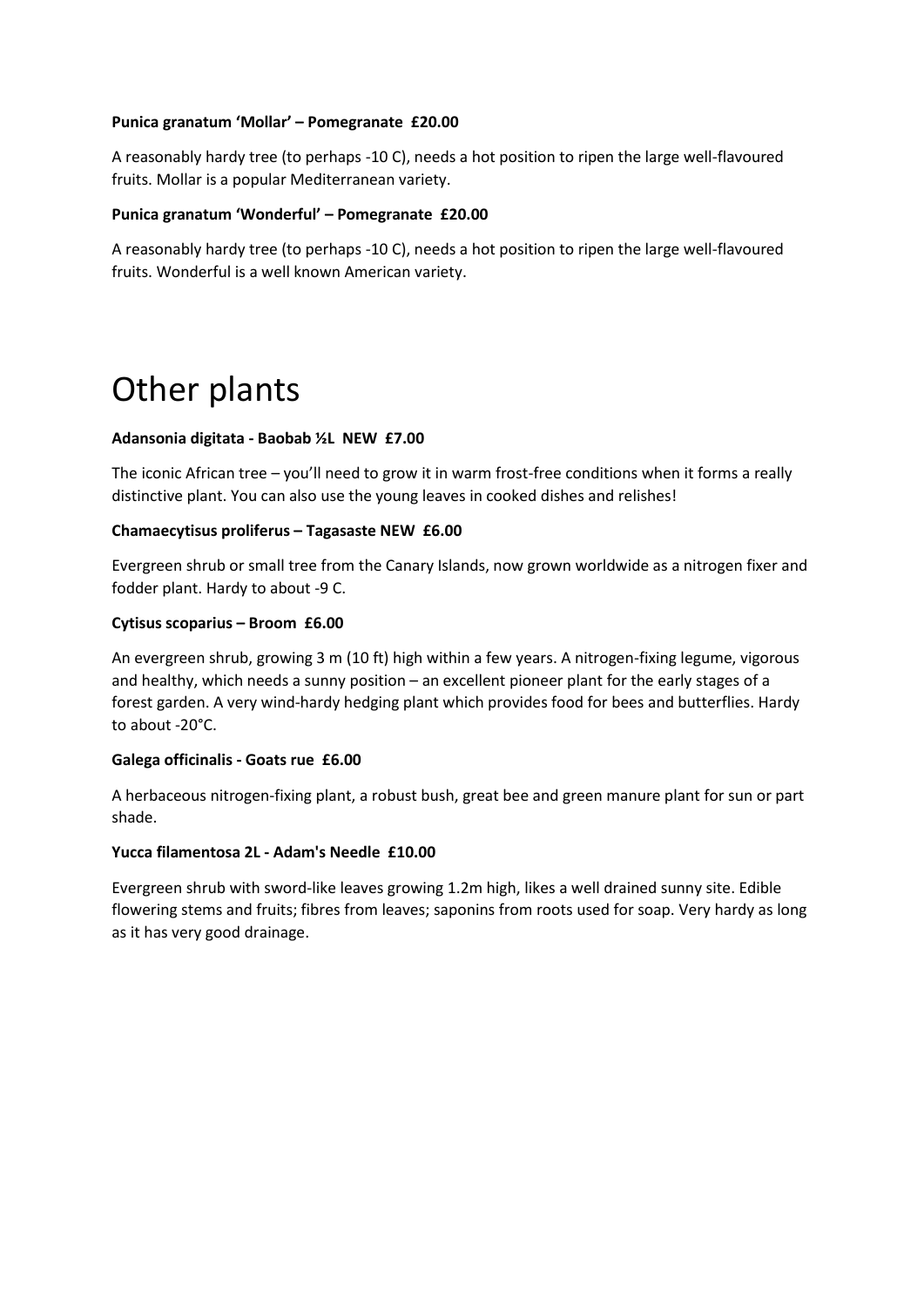**Punica granatum 'Mollar' – Pomegranate  £20.00**

A reasonably hardy tree (to perhaps -10 C), needs a hot position to ripen the large well-flavoured fruits. Mollar is a popular Mediterranean variety.

**Punica granatum 'Wonderful' – Pomegranate  £20.00**

A reasonably hardy tree (to perhaps -10 C), needs a hot position to ripen the large well-flavoured fruits. Wonderful is a well known American variety.

# Other plants

**Adansonia digitata - Baobab ½L  NEW  £7.00**

The iconic African tree – you'll need to grow it in warm frost-free conditions when it forms a really distinctive plant. You can also use the young leaves in cooked dishes and relishes!

**Chamaecytisus proliferus – Tagasaste NEW  £6.00**

Evergreen shrub or small tree from the Canary Islands, now grown worldwide as a nitrogen fixer and fodder plant. Hardy to about -9 C.

**Cytisus scoparius – Broom  £6.00**

An evergreen shrub, growing 3 m (10 ft) high within a few years. A nitrogen-fixing legume, vigorous and healthy, which needs a sunny position – an excellent pioneer plant for the early stages of a forest garden. A very wind-hardy hedging plant which provides food for bees and butterflies. Hardy to about -20°C.

**Galega officinalis - Goats rue  £6.00**

A herbaceous nitrogen-fixing plant, a robust bush, great bee and green manure plant for sun or part shade.

**Yucca filamentosa 2L - Adam's Needle  £10.00**

Evergreen shrub with sword-like leaves growing 1.2m high, likes a well drained sunny site. Edible flowering stems and fruits; fibres from leaves; saponins from roots used for soap. Very hardy as long as it has very good drainage.